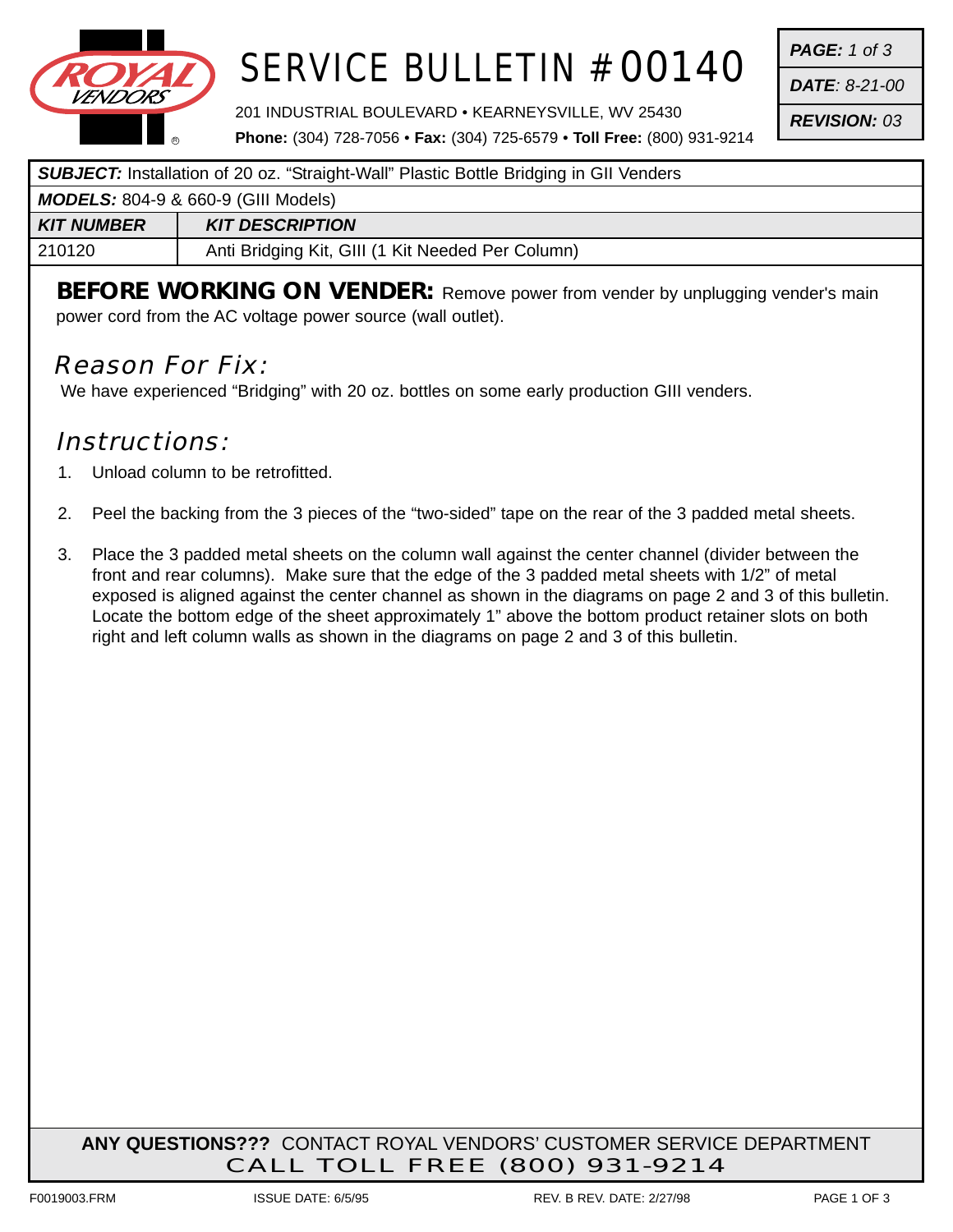# SERVICE BULLETIN #00140

201 INDUSTRIAL BOULEVARD • KEARNEYSVILLE, WV 25430
**Phone:** (304) 728-7056 • **Fax:** (304) 725-6579 • **Toll Free:** (800) 931-9214

***PAGE:*** *1 of 3*
***DATE***: *8-21-00*
***REVISION:*** *03*

***SUBJECT:*** Installation of 20 oz. "Straight-Wall" Plastic Bottle Bridging in GII Venders

***MODELS:*** 804-9 & 660-9 (GIII Models)

| *KIT NUMBER* | *KIT DESCRIPTION* |
|---|---|
| 210120 | Anti Bridging Kit, GIII (1 Kit Needed Per Column) |

**BEFORE WORKING ON VENDER:** Remove power from vender by unplugging vender's main power cord from the AC voltage power source (wall outlet).

## Reason For Fix:

We have experienced "Bridging" with 20 oz. bottles on some early production GIII venders.

## Instructions:

1. Unload column to be retrofitted.
2. Peel the backing from the 3 pieces of the "two-sided" tape on the rear of the 3 padded metal sheets.
3. Place the 3 padded metal sheets on the column wall against the center channel (divider between the front and rear columns). Make sure that the edge of the 3 padded metal sheets with 1/2" of metal exposed is aligned against the center channel as shown in the diagrams on page 2 and 3 of this bulletin. Locate the bottom edge of the sheet approximately 1" above the bottom product retainer slots on both right and left column walls as shown in the diagrams on page 2 and 3 of this bulletin.

**ANY QUESTIONS???** CONTACT ROYAL VENDORS' CUSTOMER SERVICE DEPARTMENT
CALL TOLL FREE (800) 931-9214

F0019003.FRM ISSUE DATE: 6/5/95 REV. B REV. DATE: 2/27/98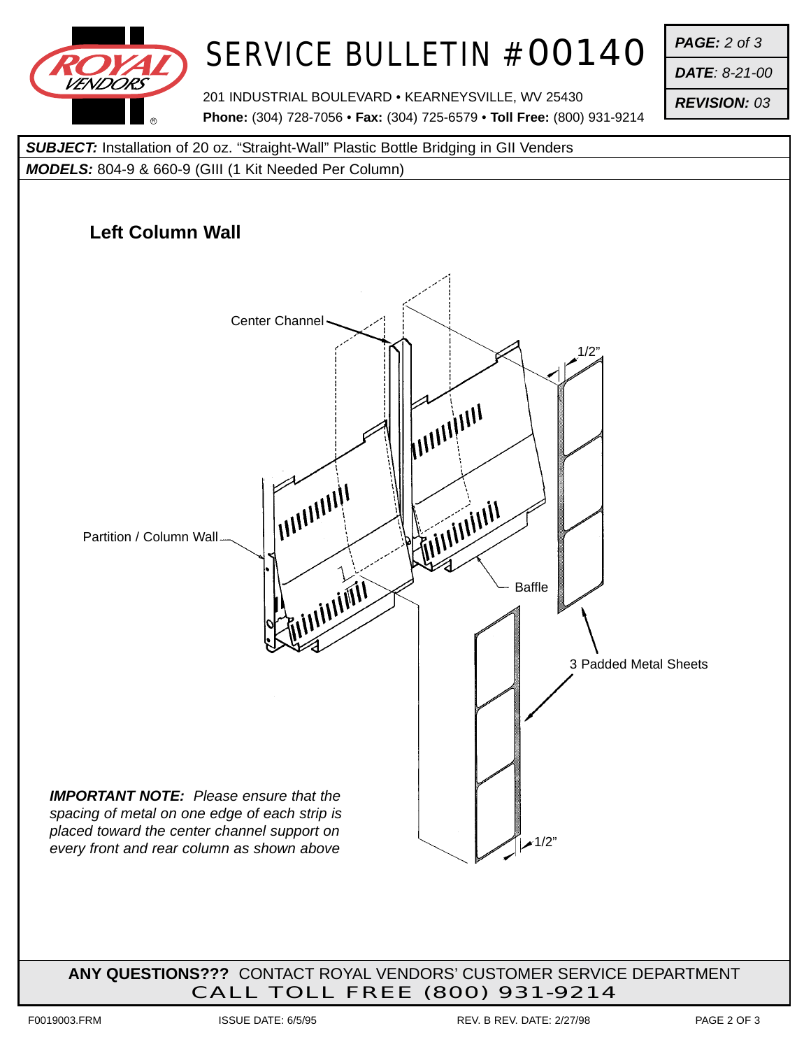# SERVICE BULLETIN #00140

201 INDUSTRIAL BOULEVARD • KEARNEYSVILLE, WV 25430
**Phone:** (304) 728-7056 • **Fax:** (304) 725-6579 • **Toll Free:** (800) 931-9214

***PAGE:*** *2 of 3*
***DATE:*** *8-21-00*
***REVISION:*** *03*

***SUBJECT:*** Installation of 20 oz. "Straight-Wall" Plastic Bottle Bridging in GII Venders

***MODELS:*** 804-9 & 660-9 (GIII (1 Kit Needed Per Column)

## Left Column Wall

Center Channel

1/2"

Partition / Column Wall

Baffle

3 Padded Metal Sheets

1/2"

***IMPORTANT NOTE:*** *Please ensure that the spacing of metal on one edge of each strip is placed toward the center channel support on every front and rear column as shown above*

**ANY QUESTIONS???** CONTACT ROYAL VENDORS' CUSTOMER SERVICE DEPARTMENT
CALL TOLL FREE (800) 931-9214

F0019003.FRM ISSUE DATE: 6/5/95 REV. B REV. DATE: 2/27/98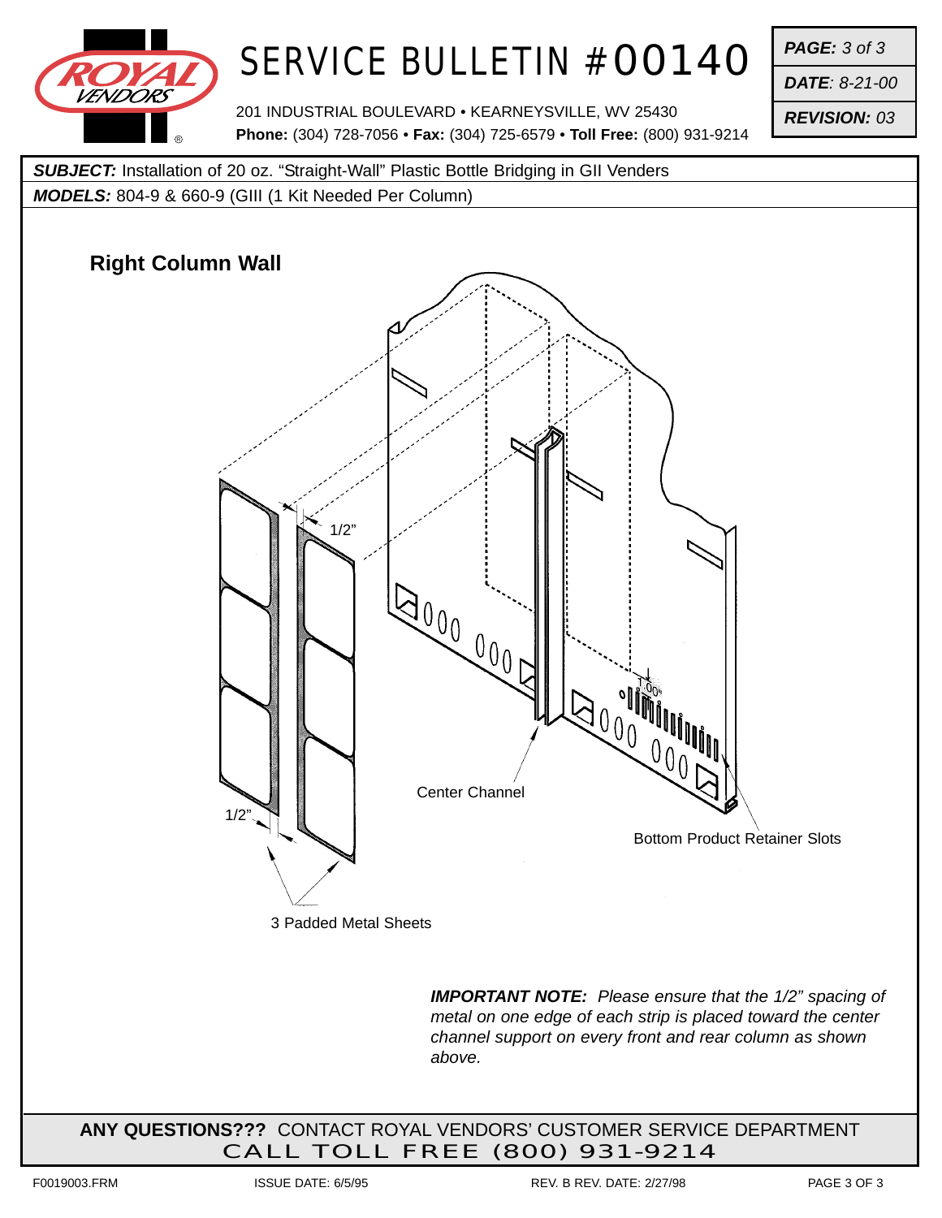# SERVICE BULLETIN #00140

201 INDUSTRIAL BOULEVARD • KEARNEYSVILLE, WV 25430
**Phone:** (304) 728-7056 • **Fax:** (304) 725-6579 • **Toll Free:** (800) 931-9214

***PAGE:*** *3 of 3*
***DATE:*** *8-21-00*
***REVISION:*** *03*

***SUBJECT:*** Installation of 20 oz. "Straight-Wall" Plastic Bottle Bridging in GII Venders

***MODELS:*** 804-9 & 660-9 (GIII (1 Kit Needed Per Column)

## Right Column Wall

1/2"

1.00"

Center Channel

Bottom Product Retainer Slots

1/2"

3 Padded Metal Sheets

***IMPORTANT NOTE:*** *Please ensure that the 1/2" spacing of metal on one edge of each strip is placed toward the center channel support on every front and rear column as shown above.*

**ANY QUESTIONS???** CONTACT ROYAL VENDORS' CUSTOMER SERVICE DEPARTMENT
CALL TOLL FREE (800) 931-9214

F0019003.FRM   ISSUE DATE: 6/5/95   REV. B REV. DATE: 2/27/98